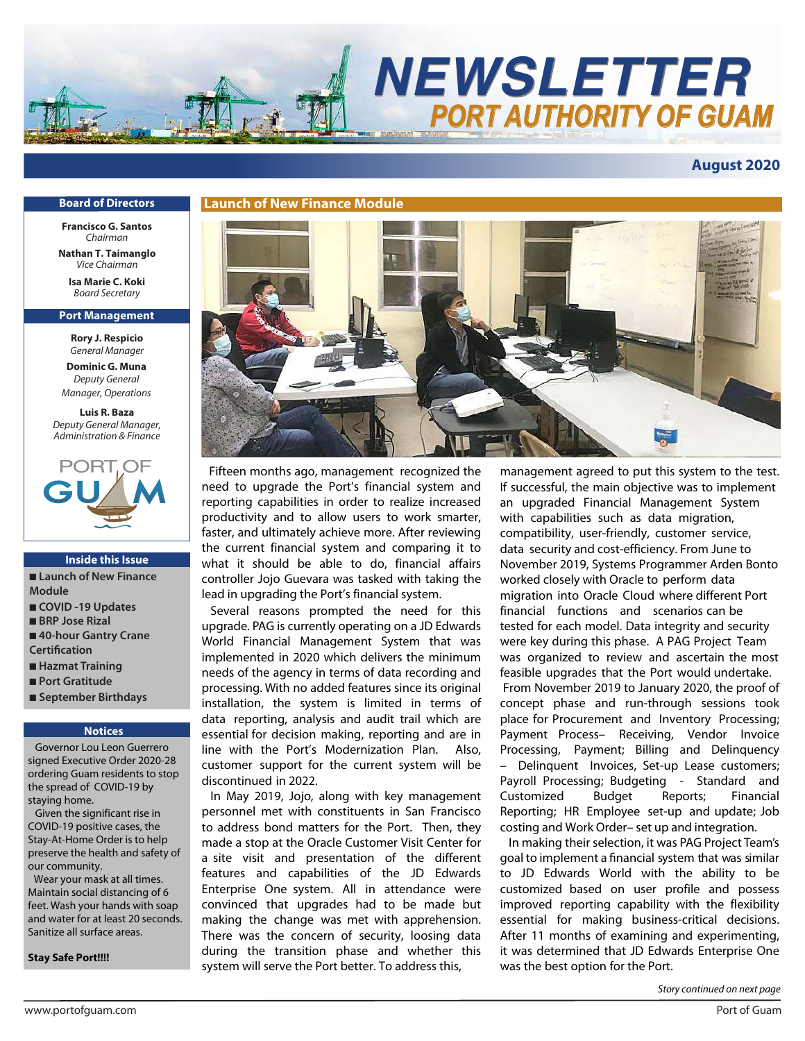# NEWSLETTER

## PORT AUTHORITY OF GUAM

**August 2020**

### Board of Directors

**Francisco G. Santos**
*Chairman*

**Nathan T. Taimanglo**
*Vice Chairman*

**Isa Marie C. Koki**
*Board Secretary*

### Port Management

**Rory J. Respicio**
*General Manager*

**Dominic G. Muna**
*Deputy General Manager, Operations*

**Luis R. Baza**
*Deputy General Manager, Administration & Finance*

### Inside this Issue

- Launch of New Finance Module
- COVID -19 Updates
- BRP Jose Rizal
- 40-hour Gantry Crane Certification
- Hazmat Training
- Port Gratitude
- September Birthdays

### Notices

Governor Lou Leon Guerrero signed Executive Order 2020-28 ordering Guam residents to stop the spread of COVID-19 by staying home.

Given the significant rise in COVID-19 positive cases, the Stay-At-Home Order is to help preserve the health and safety of our community.

Wear your mask at all times. Maintain social distancing of 6 feet. Wash your hands with soap and water for at least 20 seconds. Sanitize all surface areas.

**Stay Safe Port!!!!**

## Launch of New Finance Module

Fifteen months ago, management recognized the need to upgrade the Port's financial system and reporting capabilities in order to realize increased productivity and to allow users to work smarter, faster, and ultimately achieve more. After reviewing the current financial system and comparing it to what it should be able to do, financial affairs controller Jojo Guevara was tasked with taking the lead in upgrading the Port's financial system.

Several reasons prompted the need for this upgrade. PAG is currently operating on a JD Edwards World Financial Management System that was implemented in 2020 which delivers the minimum needs of the agency in terms of data recording and processing. With no added features since its original installation, the system is limited in terms of data reporting, analysis and audit trail which are essential for decision making, reporting and are in line with the Port's Modernization Plan. Also, customer support for the current system will be discontinued in 2022.

In May 2019, Jojo, along with key management personnel met with constituents in San Francisco to address bond matters for the Port. Then, they made a stop at the Oracle Customer Visit Center for a site visit and presentation of the different features and capabilities of the JD Edwards Enterprise One system. All in attendance were convinced that upgrades had to be made but making the change was met with apprehension. There was the concern of security, loosing data during the transition phase and whether this system will serve the Port better. To address this, management agreed to put this system to the test. If successful, the main objective was to implement an upgraded Financial Management System with capabilities such as data migration, compatibility, user-friendly, customer service, data security and cost-efficiency. From June to November 2019, Systems Programmer Arden Bonto worked closely with Oracle to perform data migration into Oracle Cloud where different Port financial functions and scenarios can be tested for each model. Data integrity and security were key during this phase. A PAG Project Team was organized to review and ascertain the most feasible upgrades that the Port would undertake.

From November 2019 to January 2020, the proof of concept phase and run-through sessions took place for Procurement and Inventory Processing; Payment Process– Receiving, Vendor Invoice Processing, Payment; Billing and Delinquency – Delinquent Invoices, Set-up Lease customers; Payroll Processing; Budgeting - Standard and Customized Budget Reports; Financial Reporting; HR Employee set-up and update; Job costing and Work Order– set up and integration.

In making their selection, it was PAG Project Team's goal to implement a financial system that was similar to JD Edwards World with the ability to be customized based on user profile and possess improved reporting capability with the flexibility essential for making business-critical decisions. After 11 months of examining and experimenting, it was determined that JD Edwards Enterprise One was the best option for the Port.

*Story continued on next page*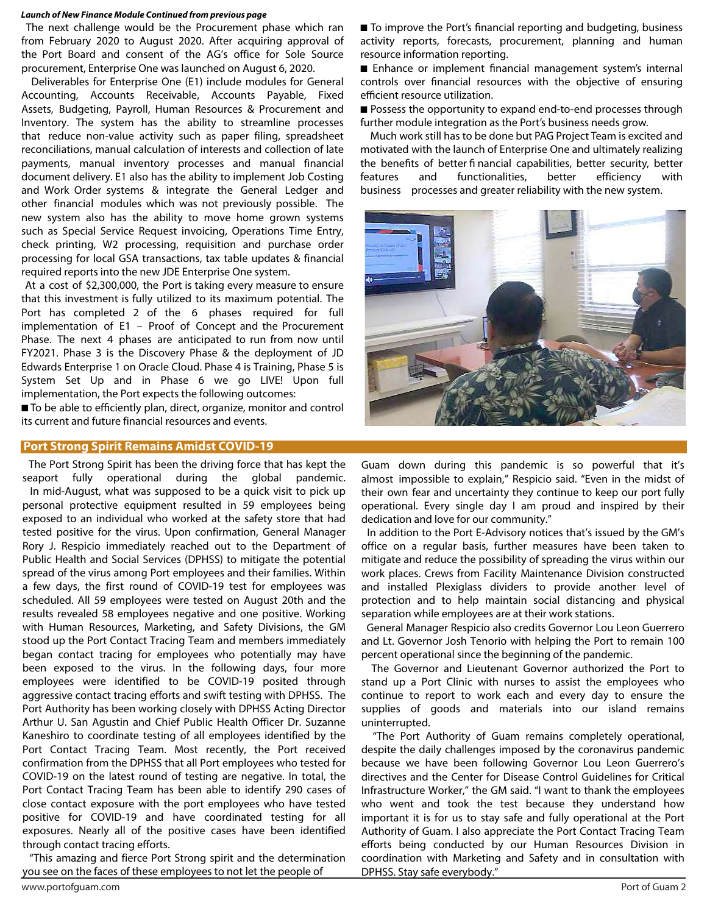***Launch of New Finance Module Continued from previous page***

The next challenge would be the Procurement phase which ran from February 2020 to August 2020. After acquiring approval of the Port Board and consent of the AG's office for Sole Source procurement, Enterprise One was launched on August 6, 2020.

Deliverables for Enterprise One (E1) include modules for General Accounting, Accounts Receivable, Accounts Payable, Fixed Assets, Budgeting, Payroll, Human Resources & Procurement and Inventory. The system has the ability to streamline processes that reduce non-value activity such as paper filing, spreadsheet reconciliations, manual calculation of interests and collection of late payments, manual inventory processes and manual financial document delivery. E1 also has the ability to implement Job Costing and Work Order systems & integrate the General Ledger and other financial modules which was not previously possible. The new system also has the ability to move home grown systems such as Special Service Request invoicing, Operations Time Entry, check printing, W2 processing, requisition and purchase order processing for local GSA transactions, tax table updates & financial required reports into the new JDE Enterprise One system.

At a cost of $2,300,000, the Port is taking every measure to ensure that this investment is fully utilized to its maximum potential. The Port has completed 2 of the 6 phases required for full implementation of E1 – Proof of Concept and the Procurement Phase. The next 4 phases are anticipated to run from now until FY2021. Phase 3 is the Discovery Phase & the deployment of JD Edwards Enterprise 1 on Oracle Cloud. Phase 4 is Training, Phase 5 is System Set Up and in Phase 6 we go LIVE! Upon full implementation, the Port expects the following outcomes:

- To be able to efficiently plan, direct, organize, monitor and control its current and future financial resources and events.
- To improve the Port's financial reporting and budgeting, business activity reports, forecasts, procurement, planning and human resource information reporting.
- Enhance or implement financial management system's internal controls over financial resources with the objective of ensuring efficient resource utilization.
- Possess the opportunity to expand end-to-end processes through further module integration as the Port's business needs grow.

Much work still has to be done but PAG Project Team is excited and motivated with the launch of Enterprise One and ultimately realizing the benefits of better financial capabilities, better security, better features and functionalities, better efficiency with business processes and greater reliability with the new system.

## Port Strong Spirit Remains Amidst COVID-19

The Port Strong Spirit has been the driving force that has kept the seaport fully operational during the global pandemic.

In mid-August, what was supposed to be a quick visit to pick up personal protective equipment resulted in 59 employees being exposed to an individual who worked at the safety store that had tested positive for the virus. Upon confirmation, General Manager Rory J. Respicio immediately reached out to the Department of Public Health and Social Services (DPHSS) to mitigate the potential spread of the virus among Port employees and their families. Within a few days, the first round of COVID-19 test for employees was scheduled. All 59 employees were tested on August 20th and the results revealed 58 employees negative and one positive. Working with Human Resources, Marketing, and Safety Divisions, the GM stood up the Port Contact Tracing Team and members immediately began contact tracing for employees who potentially may have been exposed to the virus. In the following days, four more employees were identified to be COVID-19 posited through aggressive contact tracing efforts and swift testing with DPHSS. The Port Authority has been working closely with DPHSS Acting Director Arthur U. San Agustin and Chief Public Health Officer Dr. Suzanne Kaneshiro to coordinate testing of all employees identified by the Port Contact Tracing Team. Most recently, the Port received confirmation from the DPHSS that all Port employees who tested for COVID-19 on the latest round of testing are negative. In total, the Port Contact Tracing Team has been able to identify 290 cases of close contact exposure with the port employees who have tested positive for COVID-19 and have coordinated testing for all exposures. Nearly all of the positive cases have been identified through contact tracing efforts.

"This amazing and fierce Port Strong spirit and the determination you see on the faces of these employees to not let the people of Guam down during this pandemic is so powerful that it's almost impossible to explain," Respicio said. "Even in the midst of their own fear and uncertainty they continue to keep our port fully operational. Every single day I am proud and inspired by their dedication and love for our community."

In addition to the Port E-Advisory notices that's issued by the GM's office on a regular basis, further measures have been taken to mitigate and reduce the possibility of spreading the virus within our work places. Crews from Facility Maintenance Division constructed and installed Plexiglass dividers to provide another level of protection and to help maintain social distancing and physical separation while employees are at their work stations.

General Manager Respicio also credits Governor Lou Leon Guerrero and Lt. Governor Josh Tenorio with helping the Port to remain 100 percent operational since the beginning of the pandemic.

The Governor and Lieutenant Governor authorized the Port to stand up a Port Clinic with nurses to assist the employees who continue to report to work each and every day to ensure the supplies of goods and materials into our island remains uninterrupted.

"The Port Authority of Guam remains completely operational, despite the daily challenges imposed by the coronavirus pandemic because we have been following Governor Lou Leon Guerrero's directives and the Center for Disease Control Guidelines for Critical Infrastructure Worker," the GM said. "I want to thank the employees who went and took the test because they understand how important it is for us to stay safe and fully operational at the Port Authority of Guam. I also appreciate the Port Contact Tracing Team efforts being conducted by our Human Resources Division in coordination with Marketing and Safety and in consultation with DPHSS. Stay safe everybody."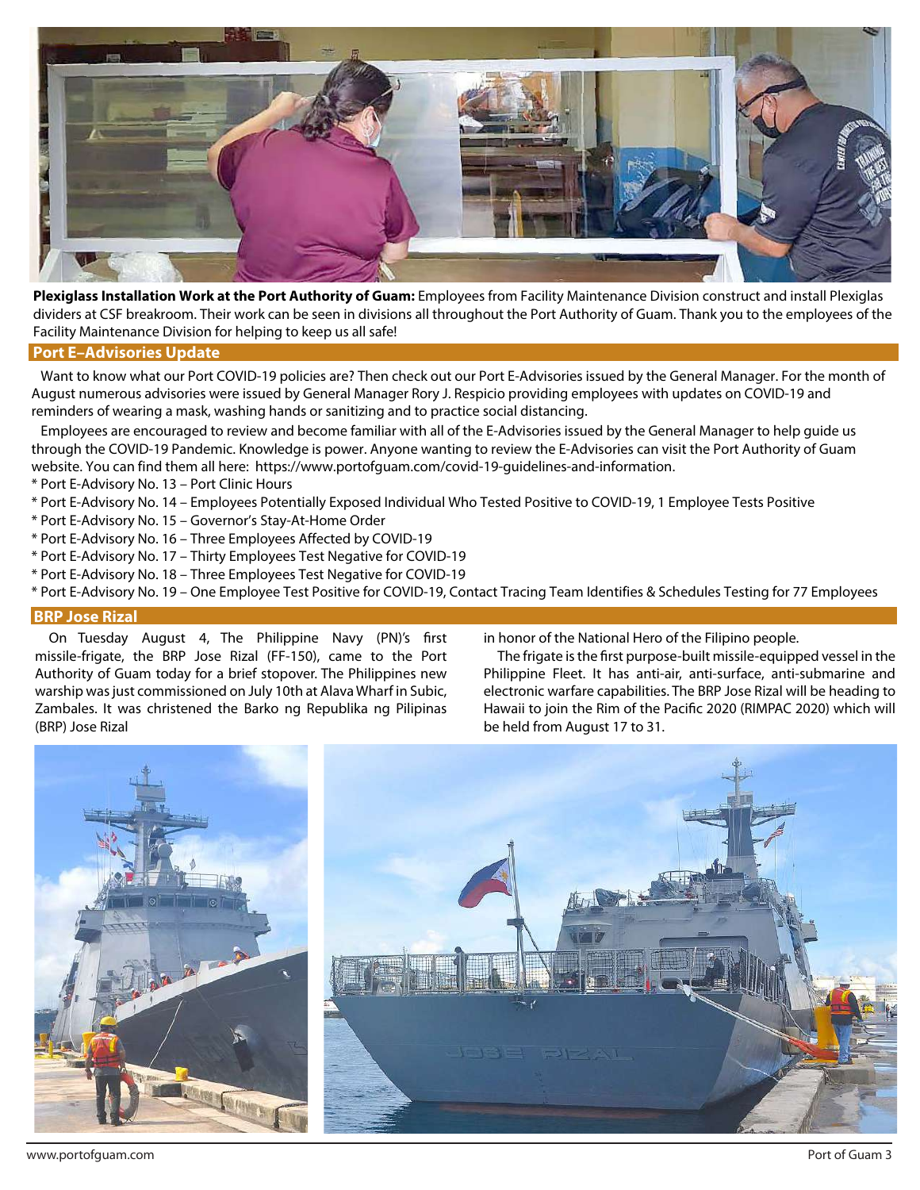**Plexiglass Installation Work at the Port Authority of Guam:** Employees from Facility Maintenance Division construct and install Plexiglas dividers at CSF breakroom. Their work can be seen in divisions all throughout the Port Authority of Guam. Thank you to the employees of the Facility Maintenance Division for helping to keep us all safe!

## Port E–Advisories Update

Want to know what our Port COVID-19 policies are? Then check out our Port E-Advisories issued by the General Manager. For the month of August numerous advisories were issued by General Manager Rory J. Respicio providing employees with updates on COVID-19 and reminders of wearing a mask, washing hands or sanitizing and to practice social distancing.

Employees are encouraged to review and become familiar with all of the E-Advisories issued by the General Manager to help guide us through the COVID-19 Pandemic. Knowledge is power. Anyone wanting to review the E-Advisories can visit the Port Authority of Guam website. You can find them all here: https://www.portofguam.com/covid-19-guidelines-and-information.

* Port E-Advisory No. 13 – Port Clinic Hours
* Port E-Advisory No. 14 – Employees Potentially Exposed Individual Who Tested Positive to COVID-19, 1 Employee Tests Positive
* Port E-Advisory No. 15 – Governor's Stay-At-Home Order
* Port E-Advisory No. 16 – Three Employees Affected by COVID-19
* Port E-Advisory No. 17 – Thirty Employees Test Negative for COVID-19
* Port E-Advisory No. 18 – Three Employees Test Negative for COVID-19
* Port E-Advisory No. 19 – One Employee Test Positive for COVID-19, Contact Tracing Team Identifies & Schedules Testing for 77 Employees

## BRP Jose Rizal

On Tuesday August 4, The Philippine Navy (PN)'s first missile-frigate, the BRP Jose Rizal (FF-150), came to the Port Authority of Guam today for a brief stopover. The Philippines new warship was just commissioned on July 10th at Alava Wharf in Subic, Zambales. It was christened the Barko ng Republika ng Pilipinas (BRP) Jose Rizal in honor of the National Hero of the Filipino people.

The frigate is the first purpose-built missile-equipped vessel in the Philippine Fleet. It has anti-air, anti-surface, anti-submarine and electronic warfare capabilities. The BRP Jose Rizal will be heading to Hawaii to join the Rim of the Pacific 2020 (RIMPAC 2020) which will be held from August 17 to 31.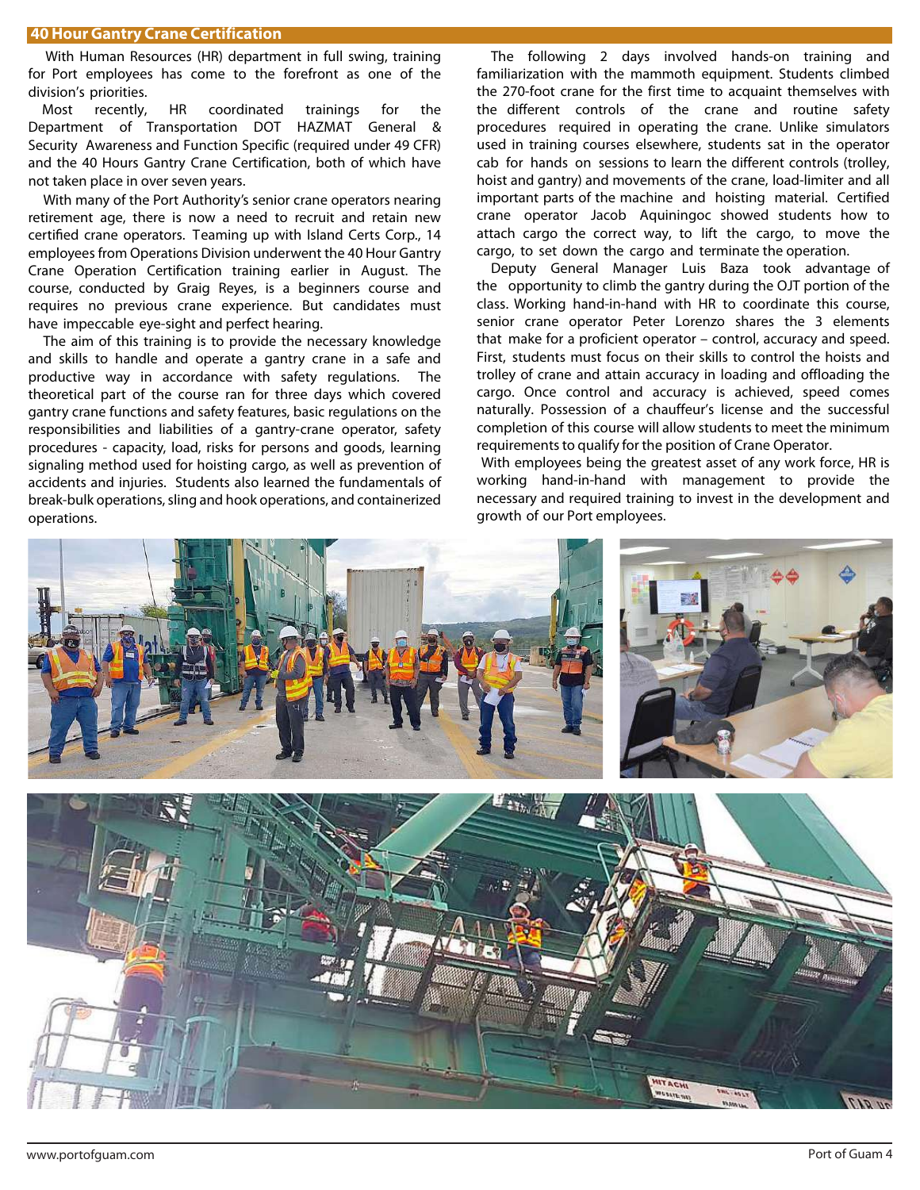## 40 Hour Gantry Crane Certification

With Human Resources (HR) department in full swing, training for Port employees has come to the forefront as one of the division's priorities.

Most recently, HR coordinated trainings for the Department of Transportation DOT HAZMAT General & Security Awareness and Function Specific (required under 49 CFR) and the 40 Hours Gantry Crane Certification, both of which have not taken place in over seven years.

With many of the Port Authority's senior crane operators nearing retirement age, there is now a need to recruit and retain new certified crane operators. Teaming up with Island Certs Corp., 14 employees from Operations Division underwent the 40 Hour Gantry Crane Operation Certification training earlier in August. The course, conducted by Graig Reyes, is a beginners course and requires no previous crane experience. But candidates must have impeccable eye-sight and perfect hearing.

The aim of this training is to provide the necessary knowledge and skills to handle and operate a gantry crane in a safe and productive way in accordance with safety regulations. The theoretical part of the course ran for three days which covered gantry crane functions and safety features, basic regulations on the responsibilities and liabilities of a gantry-crane operator, safety procedures - capacity, load, risks for persons and goods, learning signaling method used for hoisting cargo, as well as prevention of accidents and injuries. Students also learned the fundamentals of break-bulk operations, sling and hook operations, and containerized operations.

The following 2 days involved hands-on training and familiarization with the mammoth equipment. Students climbed the 270-foot crane for the first time to acquaint themselves with the different controls of the crane and routine safety procedures required in operating the crane. Unlike simulators used in training courses elsewhere, students sat in the operator cab for hands on sessions to learn the different controls (trolley, hoist and gantry) and movements of the crane, load-limiter and all important parts of the machine and hoisting material. Certified crane operator Jacob Aquiningoc showed students how to attach cargo the correct way, to lift the cargo, to move the cargo, to set down the cargo and terminate the operation.

Deputy General Manager Luis Baza took advantage of the opportunity to climb the gantry during the OJT portion of the class. Working hand-in-hand with HR to coordinate this course, senior crane operator Peter Lorenzo shares the 3 elements that make for a proficient operator – control, accuracy and speed. First, students must focus on their skills to control the hoists and trolley of crane and attain accuracy in loading and offloading the cargo. Once control and accuracy is achieved, speed comes naturally. Possession of a chauffeur's license and the successful completion of this course will allow students to meet the minimum requirements to qualify for the position of Crane Operator.

With employees being the greatest asset of any work force, HR is working hand-in-hand with management to provide the necessary and required training to invest in the development and growth of our Port employees.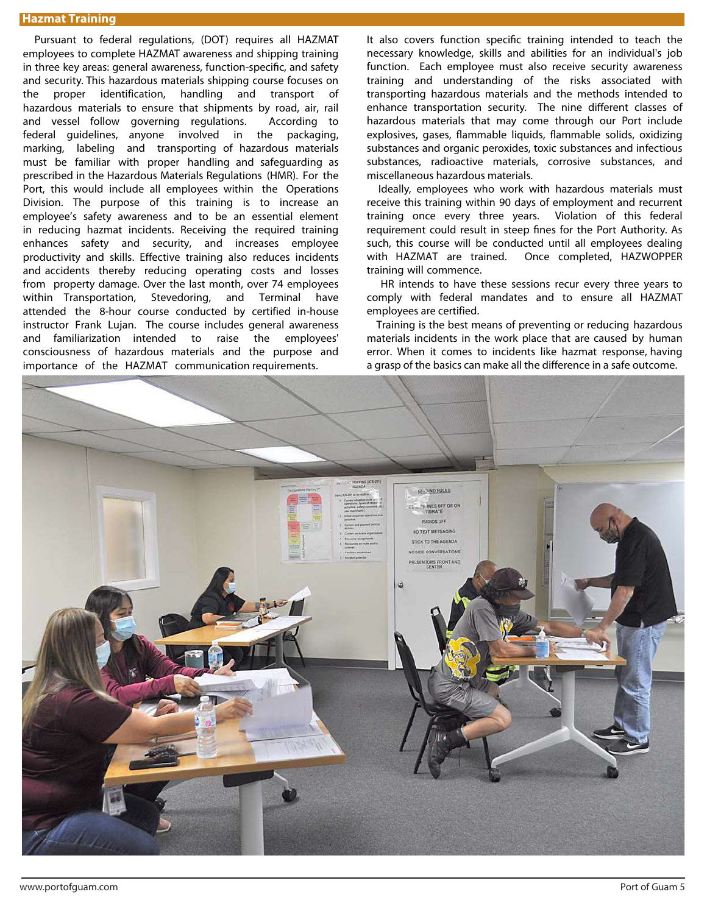## Hazmat Training

Pursuant to federal regulations, (DOT) requires all HAZMAT employees to complete HAZMAT awareness and shipping training in three key areas: general awareness, function-specific, and safety and security. This hazardous materials shipping course focuses on the proper identification, handling and transport of hazardous materials to ensure that shipments by road, air, rail and vessel follow governing regulations. According to federal guidelines, anyone involved in the packaging, marking, labeling and transporting of hazardous materials must be familiar with proper handling and safeguarding as prescribed in the Hazardous Materials Regulations (HMR). For the Port, this would include all employees within the Operations Division. The purpose of this training is to increase an employee's safety awareness and to be an essential element in reducing hazmat incidents. Receiving the required training enhances safety and security, and increases employee productivity and skills. Effective training also reduces incidents and accidents thereby reducing operating costs and losses from property damage. Over the last month, over 74 employees within Transportation, Stevedoring, and Terminal have attended the 8-hour course conducted by certified in-house instructor Frank Lujan. The course includes general awareness and familiarization intended to raise the employees' consciousness of hazardous materials and the purpose and importance of the HAZMAT communication requirements.

It also covers function specific training intended to teach the necessary knowledge, skills and abilities for an individual's job function. Each employee must also receive security awareness training and understanding of the risks associated with transporting hazardous materials and the methods intended to enhance transportation security. The nine different classes of hazardous materials that may come through our Port include explosives, gases, flammable liquids, flammable solids, oxidizing substances and organic peroxides, toxic substances and infectious substances, radioactive materials, corrosive substances, and miscellaneous hazardous materials.

Ideally, employees who work with hazardous materials must receive this training within 90 days of employment and recurrent training once every three years. Violation of this federal requirement could result in steep fines for the Port Authority. As such, this course will be conducted until all employees dealing with HAZMAT are trained. Once completed, HAZWOPPER training will commence.

HR intends to have these sessions recur every three years to comply with federal mandates and to ensure all HAZMAT employees are certified.

Training is the best means of preventing or reducing hazardous materials incidents in the work place that are caused by human error. When it comes to incidents like hazmat response, having a grasp of the basics can make all the difference in a safe outcome.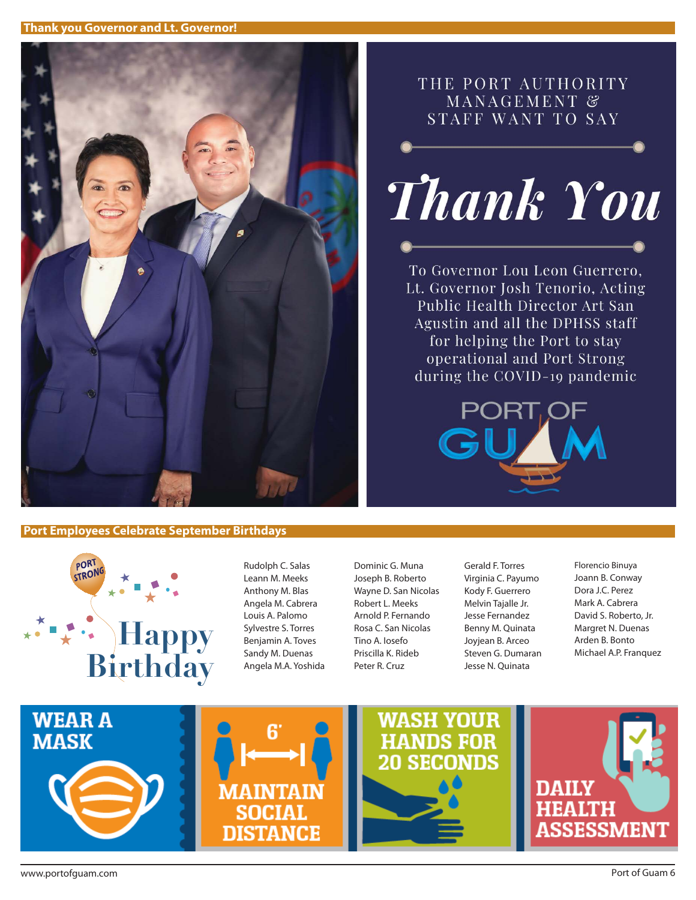## Thank you Governor and Lt. Governor!

THE PORT AUTHORITY MANAGEMENT & STAFF WANT TO SAY

# Thank You

To Governor Lou Leon Guerrero, Lt. Governor Josh Tenorio, Acting Public Health Director Art San Agustin and all the DPHSS staff for helping the Port to stay operational and Port Strong during the COVID-19 pandemic

PORT OF GUAM

## Port Employees Celebrate September Birthdays

PORT STRONG

Happy Birthday

Rudolph C. Salas
Leann M. Meeks
Anthony M. Blas
Angela M. Cabrera
Louis A. Palomo
Sylvestre S. Torres
Benjamin A. Toves
Sandy M. Duenas
Angela M.A. Yoshida
Dominic G. Muna
Joseph B. Roberto
Wayne D. San Nicolas
Robert L. Meeks
Arnold P. Fernando
Rosa C. San Nicolas
Tino A. Iosefo
Priscilla K. Rideb
Peter R. Cruz
Gerald F. Torres
Virginia C. Payumo
Kody F. Guerrero
Melvin Tajalle Jr.
Jesse Fernandez
Benny M. Quinata
Joyjean B. Arceo
Steven G. Dumaran
Jesse N. Quinata
Florencio Binuya
Joann B. Conway
Dora J.C. Perez
Mark A. Cabrera
David S. Roberto, Jr.
Margret N. Duenas
Arden B. Bonto
Michael A.P. Franquez

WEAR A MASK

6'
MAINTAIN SOCIAL DISTANCE

WASH YOUR HANDS FOR 20 SECONDS

DAILY HEALTH ASSESSMENT

www.portofguam.com